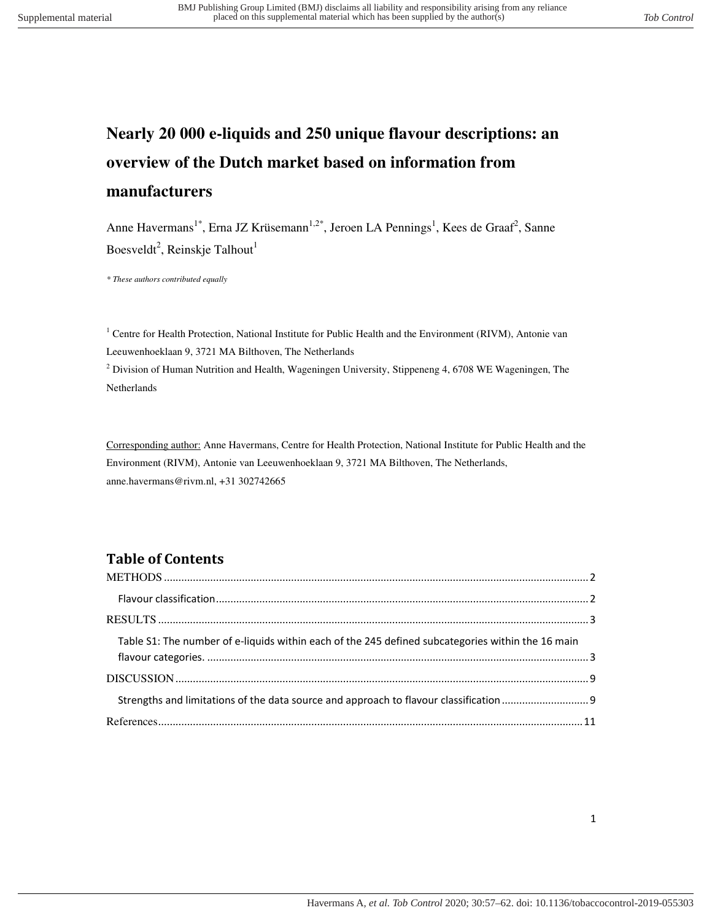# Nearly 20 000 e-liquids and 250 unique flavour descriptions: an overview of the Dutch market based on information from manufacturers

Anne Havermans[1*], Erna JZ Krüsemann[1,2*], Jeroen LA Pennings[1], Kees de Graaf[2], Sanne Boesveldt[2], Reinskje Talhout[1]

*\* These authors contributed equally*

[1] Centre for Health Protection, National Institute for Public Health and the Environment (RIVM), Antonie van Leeuwenhoeklaan 9, 3721 MA Bilthoven, The Netherlands

[2] Division of Human Nutrition and Health, Wageningen University, Stippeneng 4, 6708 WE Wageningen, The Netherlands

Corresponding author: Anne Havermans, Centre for Health Protection, National Institute for Public Health and the Environment (RIVM), Antonie van Leeuwenhoeklaan 9, 3721 MA Bilthoven, The Netherlands, anne.havermans@rivm.nl, +31 302742665

## Table of Contents

METHODS ..... 2

- Flavour classification ..... 2

RESULTS ..... 3

- Table S1: The number of e-liquids within each of the 245 defined subcategories within the 16 main flavour categories. ..... 3

DISCUSSION ..... 9

- Strengths and limitations of the data source and approach to flavour classification ..... 9

References ..... 11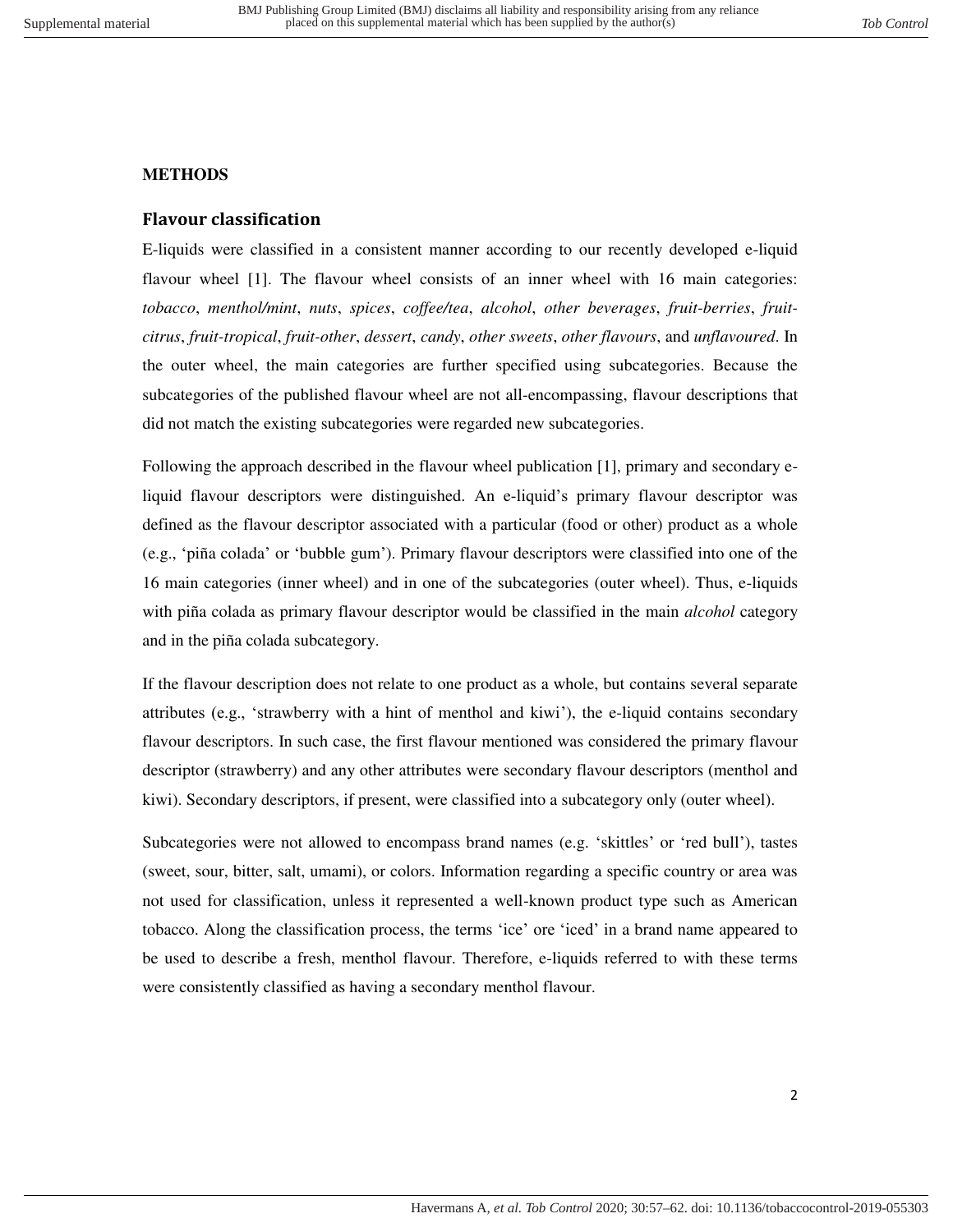## METHODS

### Flavour classification

E-liquids were classified in a consistent manner according to our recently developed e-liquid flavour wheel [1]. The flavour wheel consists of an inner wheel with 16 main categories: *tobacco*, *menthol/mint*, *nuts*, *spices*, *coffee/tea*, *alcohol*, *other beverages*, *fruit-berries*, *fruit-citrus*, *fruit-tropical*, *fruit-other*, *dessert*, *candy*, *other sweets*, *other flavours*, and *unflavoured*. In the outer wheel, the main categories are further specified using subcategories. Because the subcategories of the published flavour wheel are not all-encompassing, flavour descriptions that did not match the existing subcategories were regarded new subcategories.

Following the approach described in the flavour wheel publication [1], primary and secondary e-liquid flavour descriptors were distinguished. An e-liquid's primary flavour descriptor was defined as the flavour descriptor associated with a particular (food or other) product as a whole (e.g., 'piña colada' or 'bubble gum'). Primary flavour descriptors were classified into one of the 16 main categories (inner wheel) and in one of the subcategories (outer wheel). Thus, e-liquids with piña colada as primary flavour descriptor would be classified in the main *alcohol* category and in the piña colada subcategory.

If the flavour description does not relate to one product as a whole, but contains several separate attributes (e.g., 'strawberry with a hint of menthol and kiwi'), the e-liquid contains secondary flavour descriptors. In such case, the first flavour mentioned was considered the primary flavour descriptor (strawberry) and any other attributes were secondary flavour descriptors (menthol and kiwi). Secondary descriptors, if present, were classified into a subcategory only (outer wheel).

Subcategories were not allowed to encompass brand names (e.g. 'skittles' or 'red bull'), tastes (sweet, sour, bitter, salt, umami), or colors. Information regarding a specific country or area was not used for classification, unless it represented a well-known product type such as American tobacco. Along the classification process, the terms 'ice' ore 'iced' in a brand name appeared to be used to describe a fresh, menthol flavour. Therefore, e-liquids referred to with these terms were consistently classified as having a secondary menthol flavour.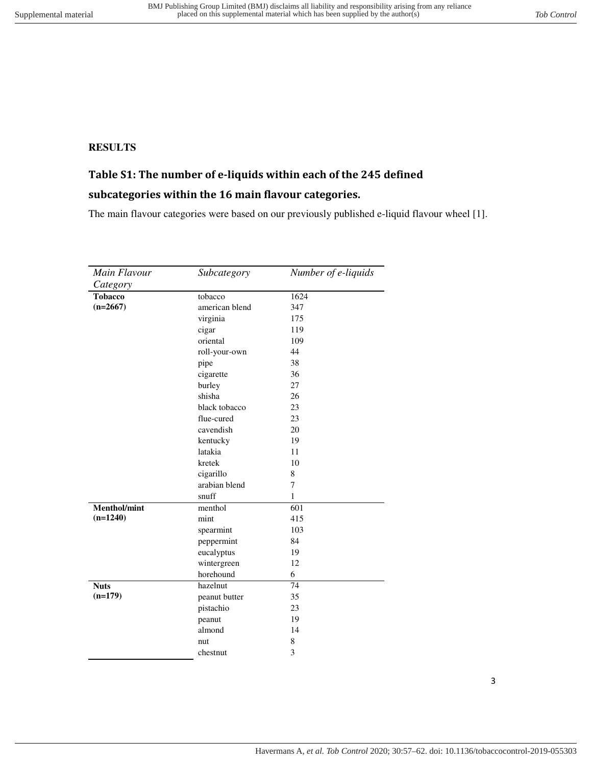**RESULTS**

## Table S1: The number of e-liquids within each of the 245 defined subcategories within the 16 main flavour categories.

The main flavour categories were based on our previously published e-liquid flavour wheel [1].

| *Main Flavour Category* | *Subcategory* | *Number of e-liquids* |
|---|---|---|
| **Tobacco (n=2667)** | tobacco | 1624 |
| | american blend | 347 |
| | virginia | 175 |
| | cigar | 119 |
| | oriental | 109 |
| | roll-your-own | 44 |
| | pipe | 38 |
| | cigarette | 36 |
| | burley | 27 |
| | shisha | 26 |
| | black tobacco | 23 |
| | flue-cured | 23 |
| | cavendish | 20 |
| | kentucky | 19 |
| | latakia | 11 |
| | kretek | 10 |
| | cigarillo | 8 |
| | arabian blend | 7 |
| | snuff | 1 |
| **Menthol/mint (n=1240)** | menthol | 601 |
| | mint | 415 |
| | spearmint | 103 |
| | peppermint | 84 |
| | eucalyptus | 19 |
| | wintergreen | 12 |
| | horehound | 6 |
| **Nuts (n=179)** | hazelnut | 74 |
| | peanut butter | 35 |
| | pistachio | 23 |
| | peanut | 19 |
| | almond | 14 |
| | nut | 8 |
| | chestnut | 3 |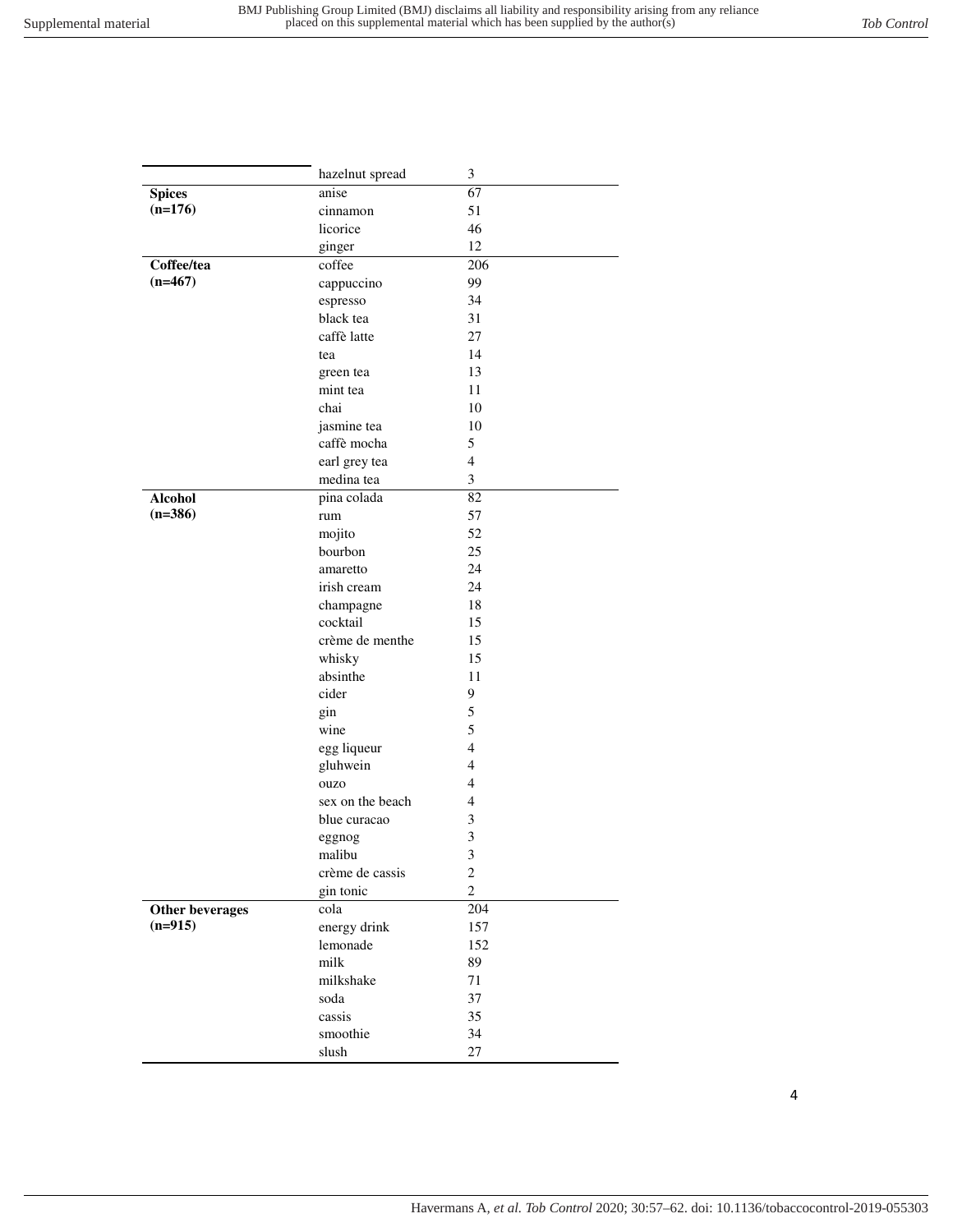| | | |
|---|---|---|
| | hazelnut spread | 3 |
| **Spices (n=176)** | anise | 67 |
| | cinnamon | 51 |
| | licorice | 46 |
| | ginger | 12 |
| **Coffee/tea (n=467)** | coffee | 206 |
| | cappuccino | 99 |
| | espresso | 34 |
| | black tea | 31 |
| | caffè latte | 27 |
| | tea | 14 |
| | green tea | 13 |
| | mint tea | 11 |
| | chai | 10 |
| | jasmine tea | 10 |
| | caffè mocha | 5 |
| | earl grey tea | 4 |
| | medina tea | 3 |
| **Alcohol (n=386)** | pina colada | 82 |
| | rum | 57 |
| | mojito | 52 |
| | bourbon | 25 |
| | amaretto | 24 |
| | irish cream | 24 |
| | champagne | 18 |
| | cocktail | 15 |
| | crème de menthe | 15 |
| | whisky | 15 |
| | absinthe | 11 |
| | cider | 9 |
| | gin | 5 |
| | wine | 5 |
| | egg liqueur | 4 |
| | gluhwein | 4 |
| | ouzo | 4 |
| | sex on the beach | 4 |
| | blue curacao | 3 |
| | eggnog | 3 |
| | malibu | 3 |
| | crème de cassis | 2 |
| | gin tonic | 2 |
| **Other beverages (n=915)** | cola | 204 |
| | energy drink | 157 |
| | lemonade | 152 |
| | milk | 89 |
| | milkshake | 71 |
| | soda | 37 |
| | cassis | 35 |
| | smoothie | 34 |
| | slush | 27 |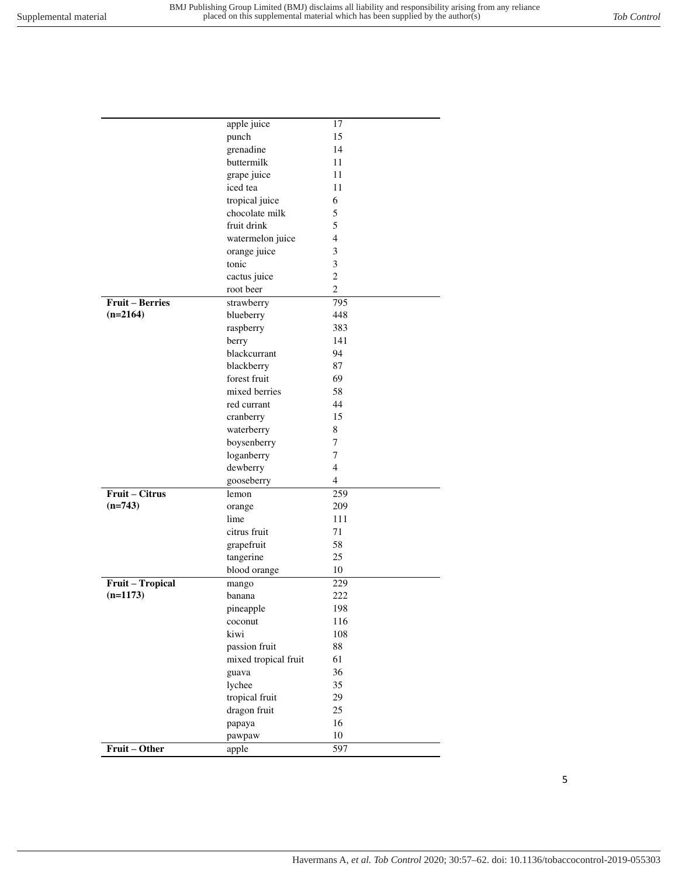| | | |
|---|---|---|
| | apple juice | 17 |
| | punch | 15 |
| | grenadine | 14 |
| | buttermilk | 11 |
| | grape juice | 11 |
| | iced tea | 11 |
| | tropical juice | 6 |
| | chocolate milk | 5 |
| | fruit drink | 5 |
| | watermelon juice | 4 |
| | orange juice | 3 |
| | tonic | 3 |
| | cactus juice | 2 |
| | root beer | 2 |
| **Fruit – Berries (n=2164)** | strawberry | 795 |
| | blueberry | 448 |
| | raspberry | 383 |
| | berry | 141 |
| | blackcurrant | 94 |
| | blackberry | 87 |
| | forest fruit | 69 |
| | mixed berries | 58 |
| | red currant | 44 |
| | cranberry | 15 |
| | waterberry | 8 |
| | boysenberry | 7 |
| | loganberry | 7 |
| | dewberry | 4 |
| | gooseberry | 4 |
| **Fruit – Citrus (n=743)** | lemon | 259 |
| | orange | 209 |
| | lime | 111 |
| | citrus fruit | 71 |
| | grapefruit | 58 |
| | tangerine | 25 |
| | blood orange | 10 |
| **Fruit – Tropical (n=1173)** | mango | 229 |
| | banana | 222 |
| | pineapple | 198 |
| | coconut | 116 |
| | kiwi | 108 |
| | passion fruit | 88 |
| | mixed tropical fruit | 61 |
| | guava | 36 |
| | lychee | 35 |
| | tropical fruit | 29 |
| | dragon fruit | 25 |
| | papaya | 16 |
| | pawpaw | 10 |
| **Fruit – Other** | apple | 597 |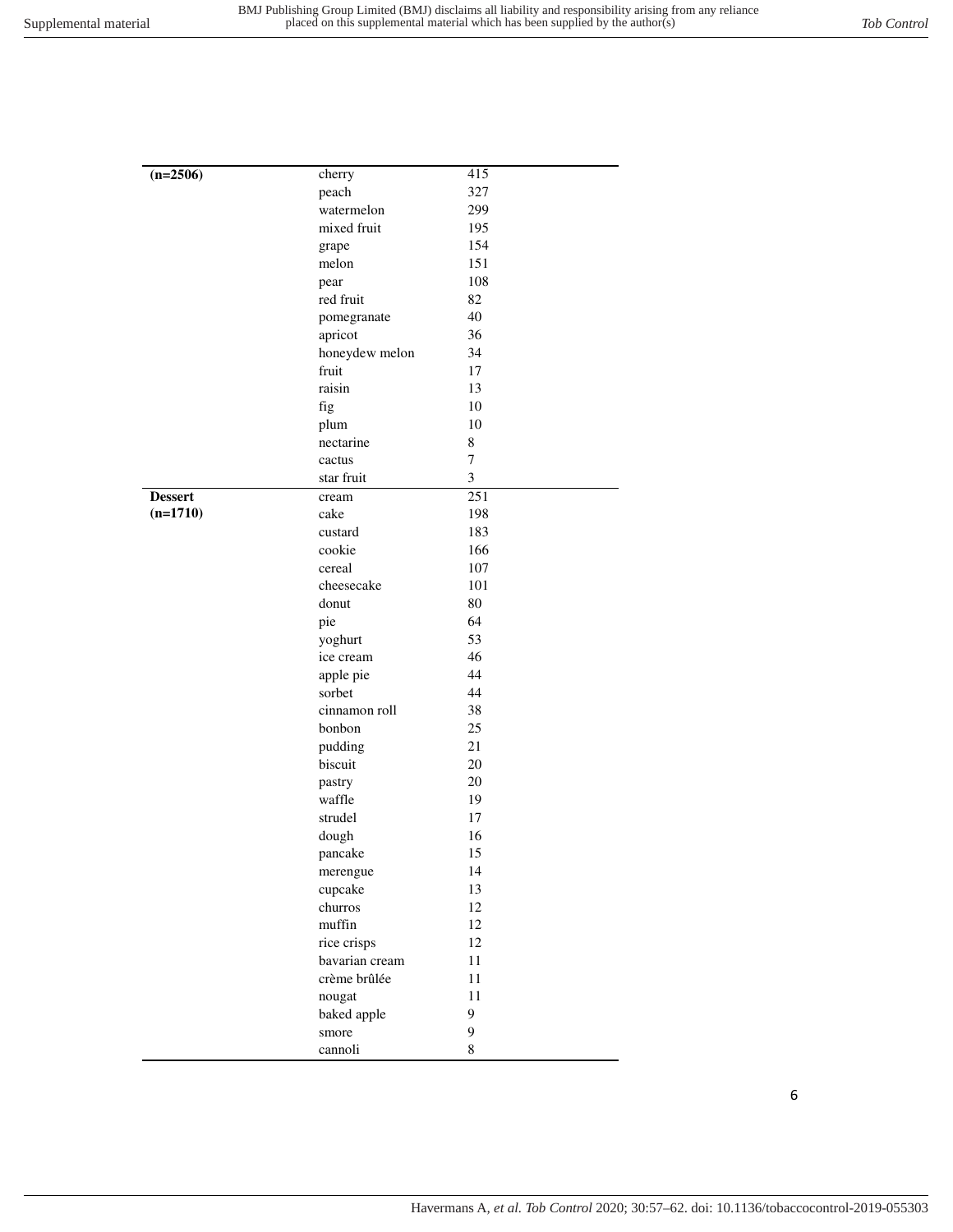| (n=2506) | cherry | 415 |
|---|---|---|
| | peach | 327 |
| | watermelon | 299 |
| | mixed fruit | 195 |
| | grape | 154 |
| | melon | 151 |
| | pear | 108 |
| | red fruit | 82 |
| | pomegranate | 40 |
| | apricot | 36 |
| | honeydew melon | 34 |
| | fruit | 17 |
| | raisin | 13 |
| | fig | 10 |
| | plum | 10 |
| | nectarine | 8 |
| | cactus | 7 |
| | star fruit | 3 |
| **Dessert (n=1710)** | cream | 251 |
| | cake | 198 |
| | custard | 183 |
| | cookie | 166 |
| | cereal | 107 |
| | cheesecake | 101 |
| | donut | 80 |
| | pie | 64 |
| | yoghurt | 53 |
| | ice cream | 46 |
| | apple pie | 44 |
| | sorbet | 44 |
| | cinnamon roll | 38 |
| | bonbon | 25 |
| | pudding | 21 |
| | biscuit | 20 |
| | pastry | 20 |
| | waffle | 19 |
| | strudel | 17 |
| | dough | 16 |
| | pancake | 15 |
| | merengue | 14 |
| | cupcake | 13 |
| | churros | 12 |
| | muffin | 12 |
| | rice crisps | 12 |
| | bavarian cream | 11 |
| | crème brûlée | 11 |
| | nougat | 11 |
| | baked apple | 9 |
| | smore | 9 |
| | cannoli | 8 |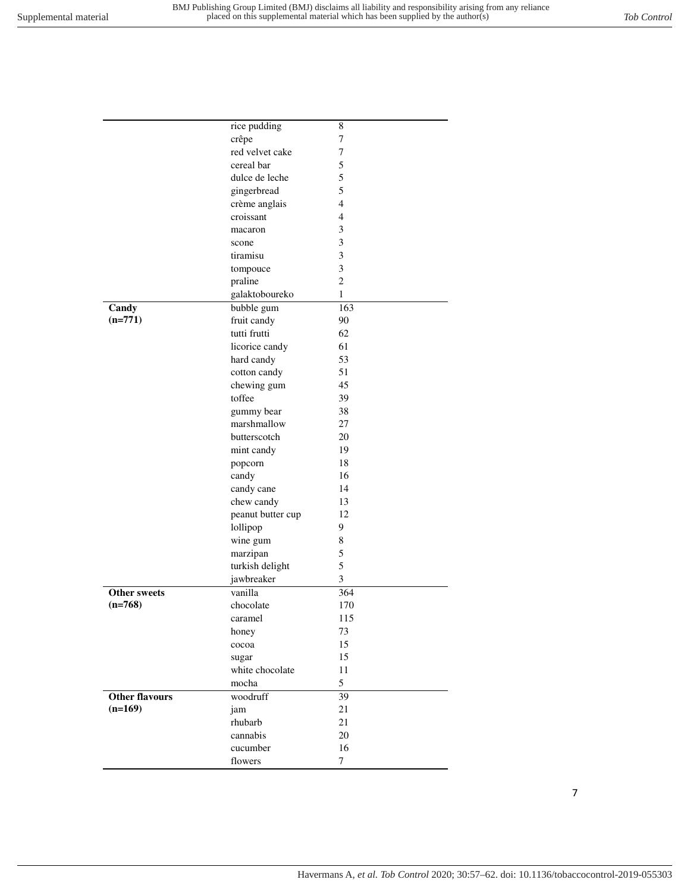| | | |
|---|---|---|
| | rice pudding | 8 |
| | crêpe | 7 |
| | red velvet cake | 7 |
| | cereal bar | 5 |
| | dulce de leche | 5 |
| | gingerbread | 5 |
| | crème anglais | 4 |
| | croissant | 4 |
| | macaron | 3 |
| | scone | 3 |
| | tiramisu | 3 |
| | tompouce | 3 |
| | praline | 2 |
| | galaktoboureko | 1 |
| **Candy (n=771)** | bubble gum | 163 |
| | fruit candy | 90 |
| | tutti frutti | 62 |
| | licorice candy | 61 |
| | hard candy | 53 |
| | cotton candy | 51 |
| | chewing gum | 45 |
| | toffee | 39 |
| | gummy bear | 38 |
| | marshmallow | 27 |
| | butterscotch | 20 |
| | mint candy | 19 |
| | popcorn | 18 |
| | candy | 16 |
| | candy cane | 14 |
| | chew candy | 13 |
| | peanut butter cup | 12 |
| | lollipop | 9 |
| | wine gum | 8 |
| | marzipan | 5 |
| | turkish delight | 5 |
| | jawbreaker | 3 |
| **Other sweets (n=768)** | vanilla | 364 |
| | chocolate | 170 |
| | caramel | 115 |
| | honey | 73 |
| | cocoa | 15 |
| | sugar | 15 |
| | white chocolate | 11 |
| | mocha | 5 |
| **Other flavours (n=169)** | woodruff | 39 |
| | jam | 21 |
| | rhubarb | 21 |
| | cannabis | 20 |
| | cucumber | 16 |
| | flowers | 7 |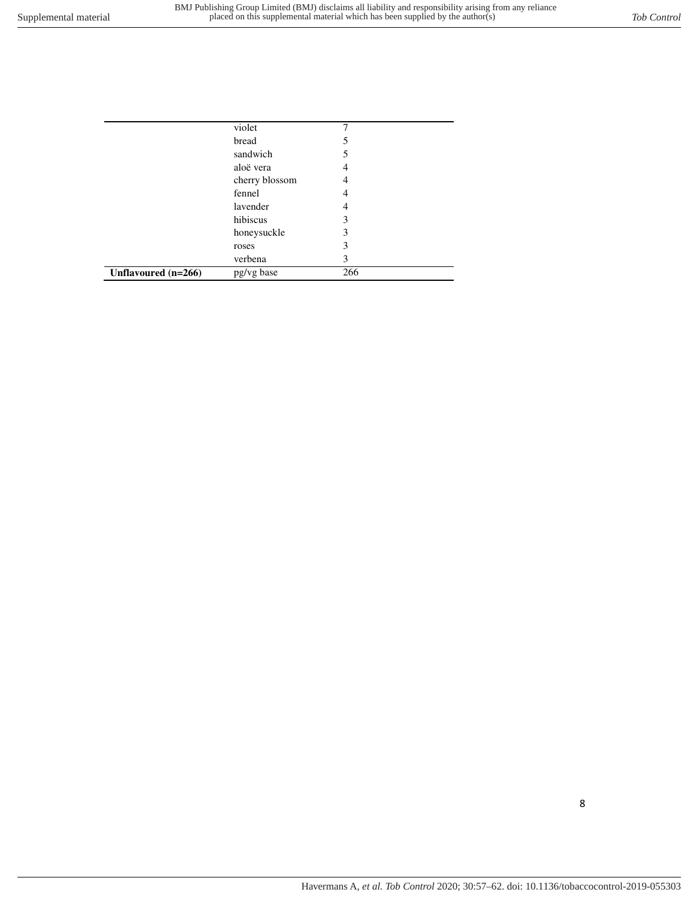| | | |
|---|---|---|
| | violet | 7 |
| | bread | 5 |
| | sandwich | 5 |
| | aloë vera | 4 |
| | cherry blossom | 4 |
| | fennel | 4 |
| | lavender | 4 |
| | hibiscus | 3 |
| | honeysuckle | 3 |
| | roses | 3 |
| | verbena | 3 |
| **Unflavoured (n=266)** | pg/vg base | 266 |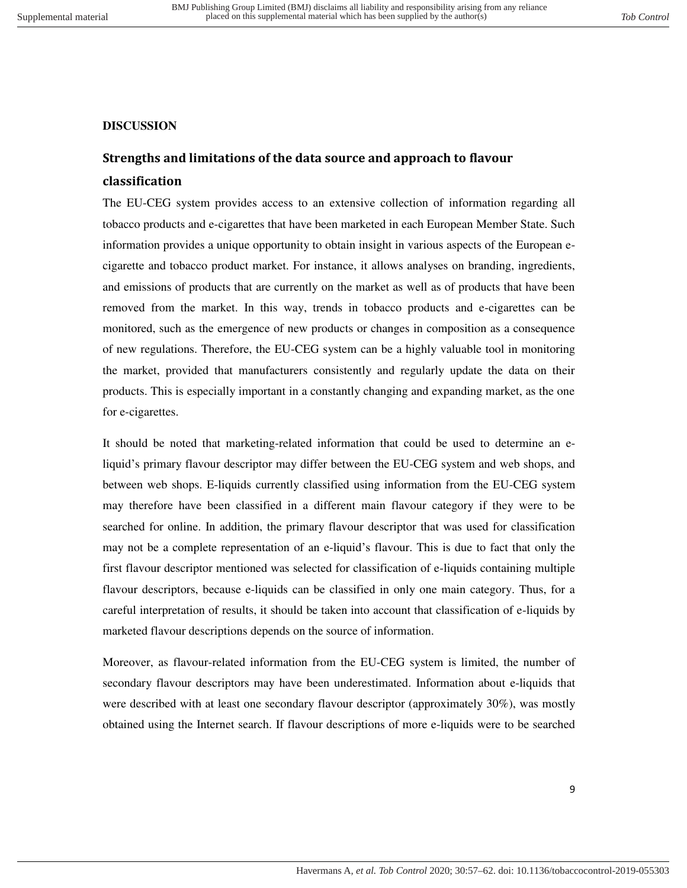# DISCUSSION

## Strengths and limitations of the data source and approach to flavour classification

The EU-CEG system provides access to an extensive collection of information regarding all tobacco products and e-cigarettes that have been marketed in each European Member State. Such information provides a unique opportunity to obtain insight in various aspects of the European e-cigarette and tobacco product market. For instance, it allows analyses on branding, ingredients, and emissions of products that are currently on the market as well as of products that have been removed from the market. In this way, trends in tobacco products and e-cigarettes can be monitored, such as the emergence of new products or changes in composition as a consequence of new regulations. Therefore, the EU-CEG system can be a highly valuable tool in monitoring the market, provided that manufacturers consistently and regularly update the data on their products. This is especially important in a constantly changing and expanding market, as the one for e-cigarettes.

It should be noted that marketing-related information that could be used to determine an e-liquid's primary flavour descriptor may differ between the EU-CEG system and web shops, and between web shops. E-liquids currently classified using information from the EU-CEG system may therefore have been classified in a different main flavour category if they were to be searched for online. In addition, the primary flavour descriptor that was used for classification may not be a complete representation of an e-liquid's flavour. This is due to fact that only the first flavour descriptor mentioned was selected for classification of e-liquids containing multiple flavour descriptors, because e-liquids can be classified in only one main category. Thus, for a careful interpretation of results, it should be taken into account that classification of e-liquids by marketed flavour descriptions depends on the source of information.

Moreover, as flavour-related information from the EU-CEG system is limited, the number of secondary flavour descriptors may have been underestimated. Information about e-liquids that were described with at least one secondary flavour descriptor (approximately 30%), was mostly obtained using the Internet search. If flavour descriptions of more e-liquids were to be searched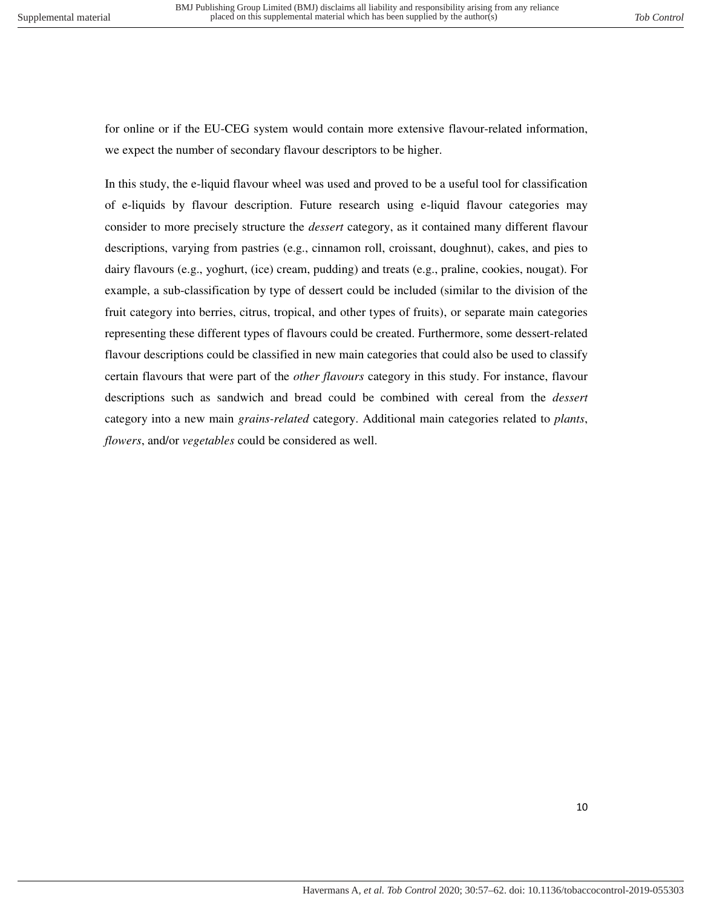for online or if the EU-CEG system would contain more extensive flavour-related information, we expect the number of secondary flavour descriptors to be higher.

In this study, the e-liquid flavour wheel was used and proved to be a useful tool for classification of e-liquids by flavour description. Future research using e-liquid flavour categories may consider to more precisely structure the *dessert* category, as it contained many different flavour descriptions, varying from pastries (e.g., cinnamon roll, croissant, doughnut), cakes, and pies to dairy flavours (e.g., yoghurt, (ice) cream, pudding) and treats (e.g., praline, cookies, nougat). For example, a sub-classification by type of dessert could be included (similar to the division of the fruit category into berries, citrus, tropical, and other types of fruits), or separate main categories representing these different types of flavours could be created. Furthermore, some dessert-related flavour descriptions could be classified in new main categories that could also be used to classify certain flavours that were part of the *other flavours* category in this study. For instance, flavour descriptions such as sandwich and bread could be combined with cereal from the *dessert* category into a new main *grains-related* category. Additional main categories related to *plants*, *flowers*, and/or *vegetables* could be considered as well.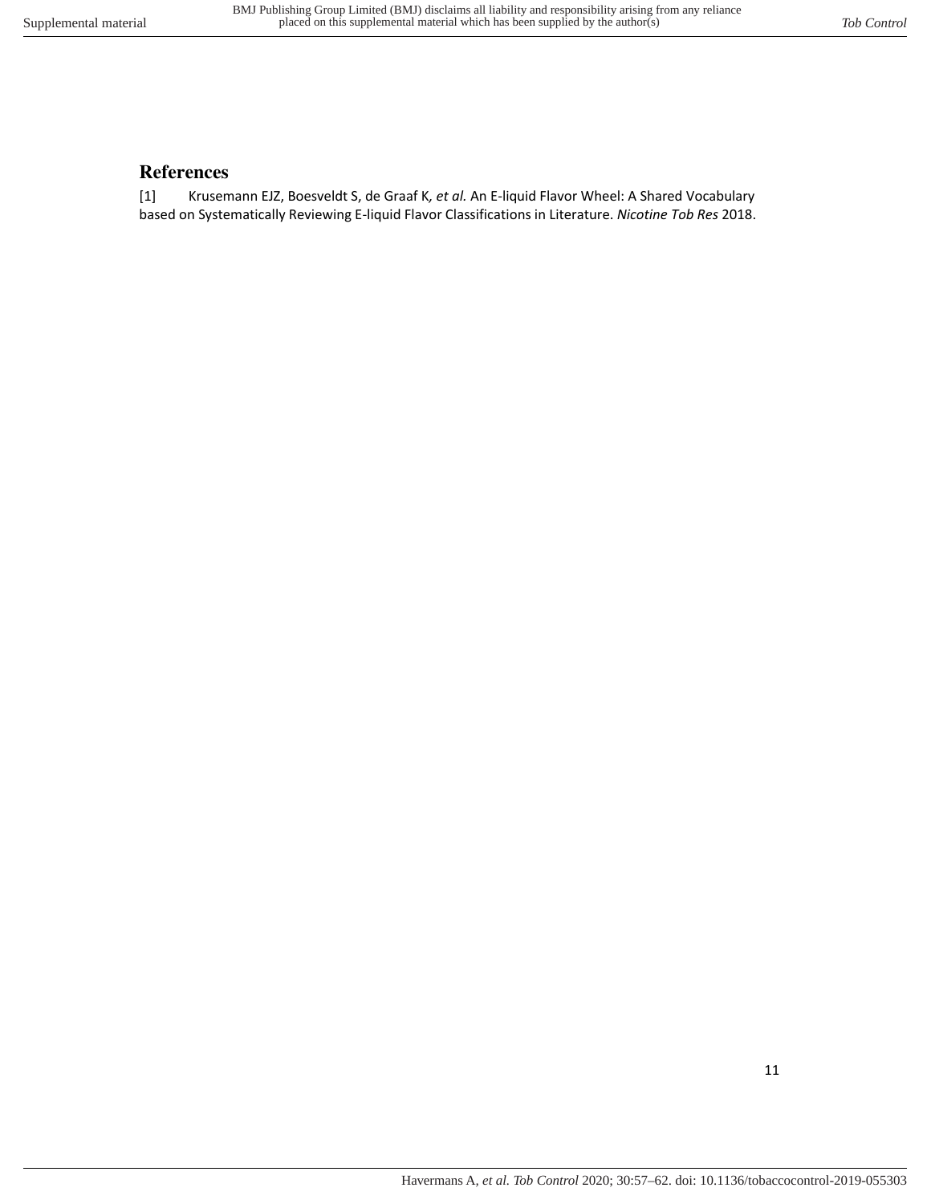## References

[1] Krusemann EJZ, Boesveldt S, de Graaf K, *et al.* An E-liquid Flavor Wheel: A Shared Vocabulary based on Systematically Reviewing E-liquid Flavor Classifications in Literature. *Nicotine Tob Res* 2018.